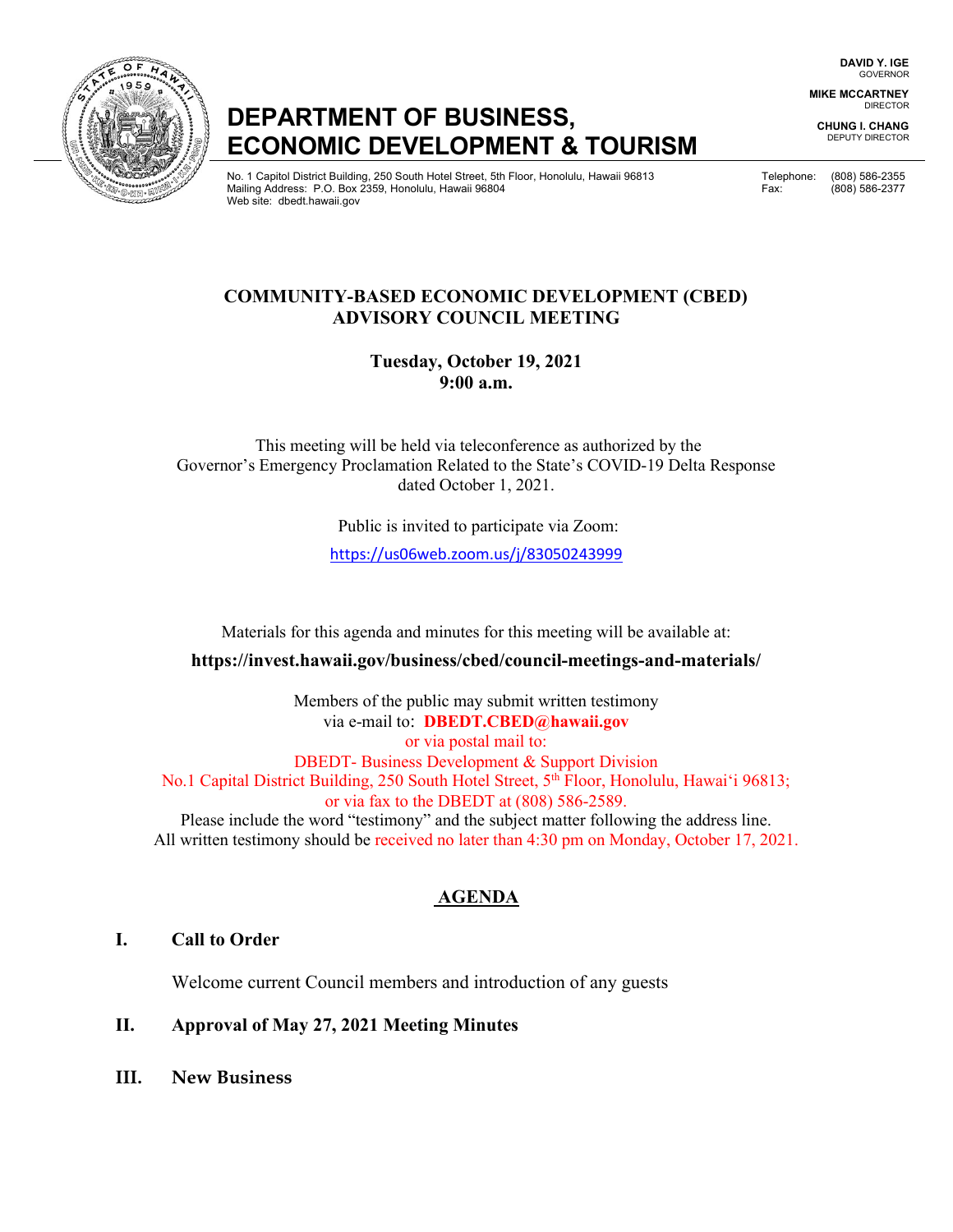DAVID Y. IGE
GOVERNOR

MIKE MCCARTNEY
DIRECTOR

CHUNG I. CHANG
DEPUTY DIRECTOR

# DEPARTMENT OF BUSINESS, ECONOMIC DEVELOPMENT & TOURISM

No. 1 Capitol District Building, 250 South Hotel Street, 5th Floor, Honolulu, Hawaii 96813
Mailing Address: P.O. Box 2359, Honolulu, Hawaii 96804
Web site: dbedt.hawaii.gov

Telephone: (808) 586-2355
Fax: (808) 586-2377

## COMMUNITY-BASED ECONOMIC DEVELOPMENT (CBED) ADVISORY COUNCIL MEETING

**Tuesday, October 19, 2021**
**9:00 a.m.**

This meeting will be held via teleconference as authorized by the Governor's Emergency Proclamation Related to the State's COVID-19 Delta Response dated October 1, 2021.

Public is invited to participate via Zoom:

https://us06web.zoom.us/j/83050243999

Materials for this agenda and minutes for this meeting will be available at:

**https://invest.hawaii.gov/business/cbed/council-meetings-and-materials/**

Members of the public may submit written testimony via e-mail to: **DBEDT.CBED@hawaii.gov**
or via postal mail to:
DBEDT- Business Development & Support Division
No.1 Capital District Building, 250 South Hotel Street, 5th Floor, Honolulu, Hawaiʻi 96813;
or via fax to the DBEDT at (808) 586-2589.
Please include the word "testimony" and the subject matter following the address line.
All written testimony should be received no later than 4:30 pm on Monday, October 17, 2021.

## AGENDA

**I. Call to Order**

Welcome current Council members and introduction of any guests

**II. Approval of May 27, 2021 Meeting Minutes**

**III. New Business**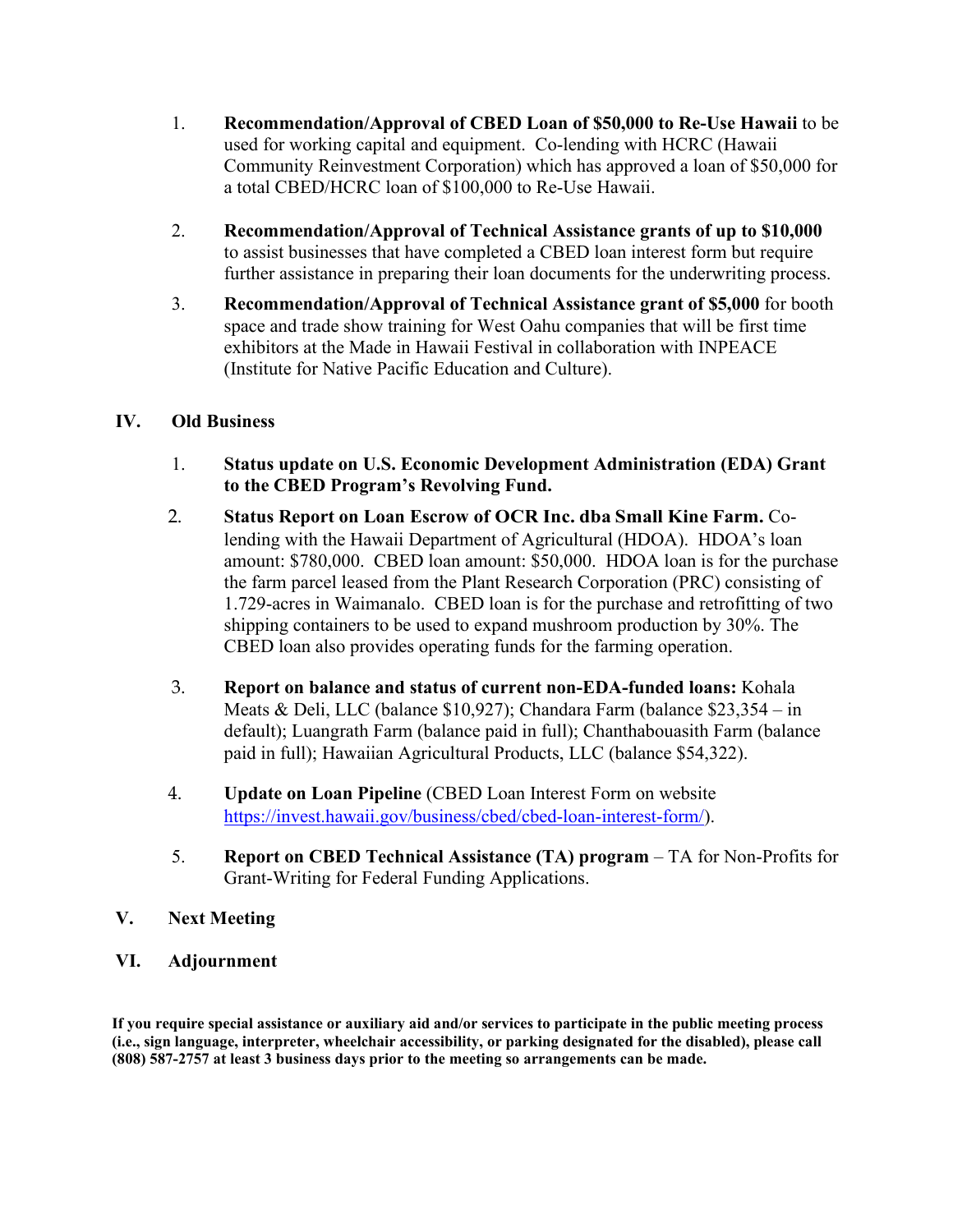1. **Recommendation/Approval of CBED Loan of $50,000 to Re-Use Hawaii** to be used for working capital and equipment. Co-lending with HCRC (Hawaii Community Reinvestment Corporation) which has approved a loan of $50,000 for a total CBED/HCRC loan of $100,000 to Re-Use Hawaii.

2. **Recommendation/Approval of Technical Assistance grants of up to $10,000** to assist businesses that have completed a CBED loan interest form but require further assistance in preparing their loan documents for the underwriting process.

3. **Recommendation/Approval of Technical Assistance grant of $5,000** for booth space and trade show training for West Oahu companies that will be first time exhibitors at the Made in Hawaii Festival in collaboration with INPEACE (Institute for Native Pacific Education and Culture).

## IV. Old Business

1. **Status update on U.S. Economic Development Administration (EDA) Grant to the CBED Program's Revolving Fund.**

2. **Status Report on Loan Escrow of OCR Inc. dba Small Kine Farm.** Co-lending with the Hawaii Department of Agricultural (HDOA). HDOA's loan amount: $780,000. CBED loan amount: $50,000. HDOA loan is for the purchase the farm parcel leased from the Plant Research Corporation (PRC) consisting of 1.729-acres in Waimanalo. CBED loan is for the purchase and retrofitting of two shipping containers to be used to expand mushroom production by 30%. The CBED loan also provides operating funds for the farming operation.

3. **Report on balance and status of current non-EDA-funded loans:** Kohala Meats & Deli, LLC (balance $10,927); Chandara Farm (balance $23,354 – in default); Luangrath Farm (balance paid in full); Chanthabouasith Farm (balance paid in full); Hawaiian Agricultural Products, LLC (balance $54,322).

4. **Update on Loan Pipeline** (CBED Loan Interest Form on website https://invest.hawaii.gov/business/cbed/cbed-loan-interest-form/).

5. **Report on CBED Technical Assistance (TA) program** – TA for Non-Profits for Grant-Writing for Federal Funding Applications.

## V. Next Meeting

## VI. Adjournment

**If you require special assistance or auxiliary aid and/or services to participate in the public meeting process (i.e., sign language, interpreter, wheelchair accessibility, or parking designated for the disabled), please call (808) 587-2757 at least 3 business days prior to the meeting so arrangements can be made.**